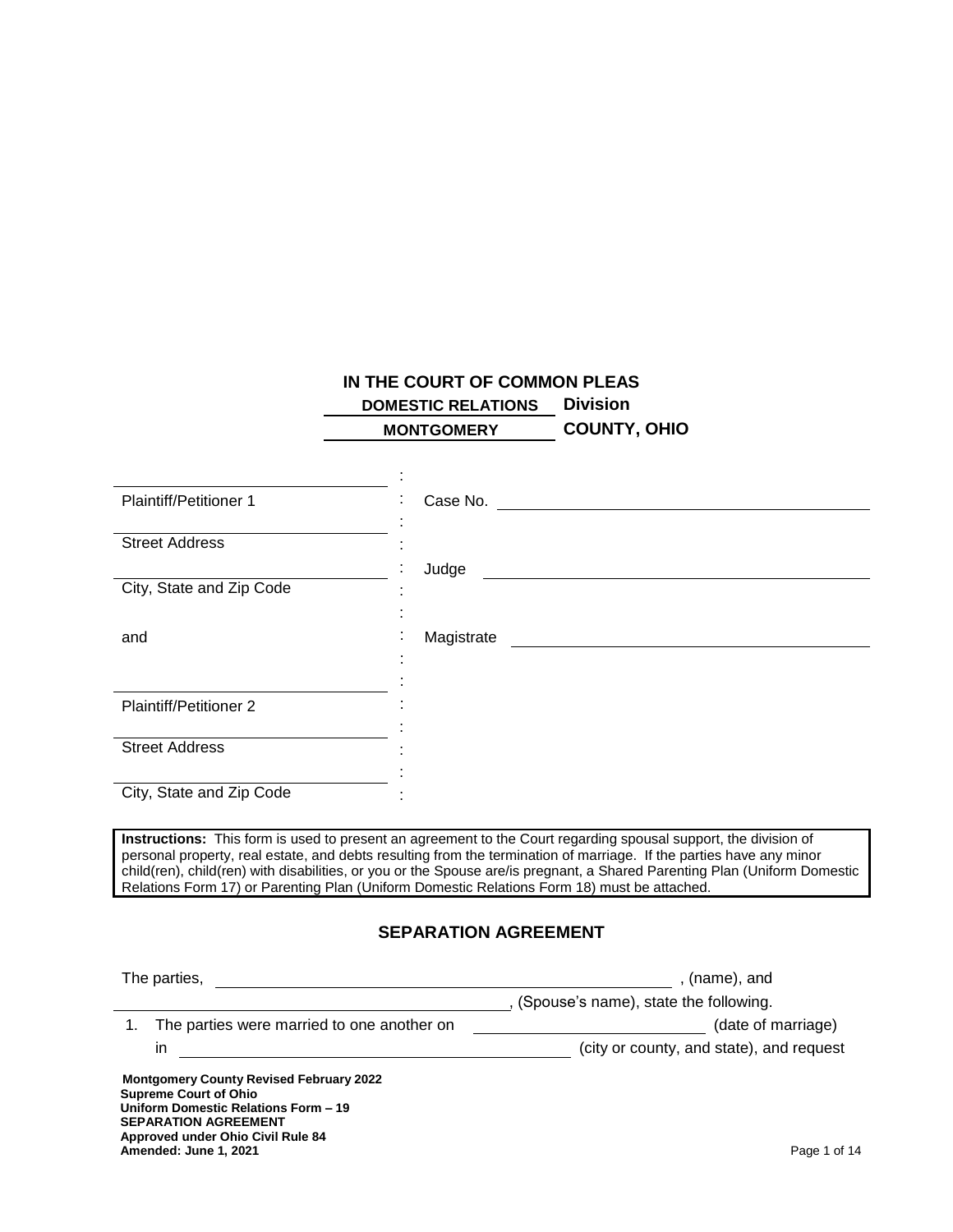**IN THE COURT OF COMMON PLEAS**

**DOMESTIC RELATIONS Division**

**MONTGOMERY COUNTY, OHIO**

| | | |
|---|---|---|
| ______________________ | : | |
| Plaintiff/Petitioner 1 | : | Case No. ______________________ |
| ______________________ | : | |
| Street Address | : | |
| ______________________ | : | Judge ______________________ |
| City, State and Zip Code | : | |
| | : | |
| and | : | Magistrate ______________________ |
| | : | |
| ______________________ | : | |
| Plaintiff/Petitioner 2 | : | |
| ______________________ | : | |
| Street Address | : | |
| ______________________ | : | |
| City, State and Zip Code | : | |

**Instructions:** This form is used to present an agreement to the Court regarding spousal support, the division of personal property, real estate, and debts resulting from the termination of marriage. If the parties have any minor child(ren), child(ren) with disabilities, or you or the Spouse are/is pregnant, a Shared Parenting Plan (Uniform Domestic Relations Form 17) or Parenting Plan (Uniform Domestic Relations Form 18) must be attached.

## SEPARATION AGREEMENT

The parties, ______________________________________, (name), and ______________________________, (Spouse's name), state the following.

1. The parties were married to one another on ____________________ (date of marriage) in ______________________________ (city or county, and state), and request

**Montgomery County Revised February 2022**
**Supreme Court of Ohio**
**Uniform Domestic Relations Form – 19**
**SEPARATION AGREEMENT**
**Approved under Ohio Civil Rule 84**
**Amended: June 1, 2021**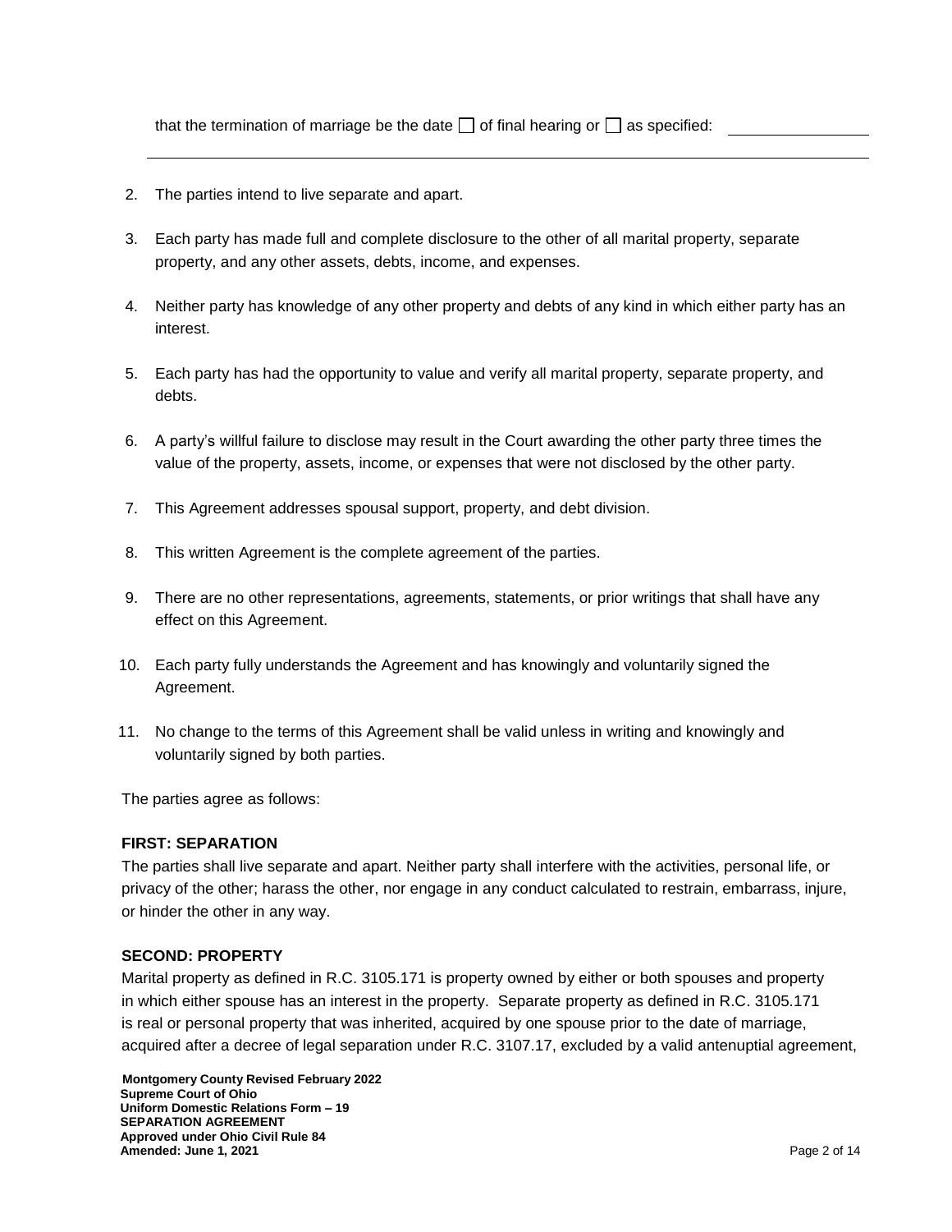that the termination of marriage be the date ☐ of final hearing or ☐ as specified: ________________

______________________________________________________________________________

2. The parties intend to live separate and apart.

3. Each party has made full and complete disclosure to the other of all marital property, separate property, and any other assets, debts, income, and expenses.

4. Neither party has knowledge of any other property and debts of any kind in which either party has an interest.

5. Each party has had the opportunity to value and verify all marital property, separate property, and debts.

6. A party's willful failure to disclose may result in the Court awarding the other party three times the value of the property, assets, income, or expenses that were not disclosed by the other party.

7. This Agreement addresses spousal support, property, and debt division.

8. This written Agreement is the complete agreement of the parties.

9. There are no other representations, agreements, statements, or prior writings that shall have any effect on this Agreement.

10. Each party fully understands the Agreement and has knowingly and voluntarily signed the Agreement.

11. No change to the terms of this Agreement shall be valid unless in writing and knowingly and voluntarily signed by both parties.

The parties agree as follows:

**FIRST: SEPARATION**

The parties shall live separate and apart. Neither party shall interfere with the activities, personal life, or privacy of the other; harass the other, nor engage in any conduct calculated to restrain, embarrass, injure, or hinder the other in any way.

**SECOND: PROPERTY**

Marital property as defined in R.C. 3105.171 is property owned by either or both spouses and property in which either spouse has an interest in the property. Separate property as defined in R.C. 3105.171 is real or personal property that was inherited, acquired by one spouse prior to the date of marriage, acquired after a decree of legal separation under R.C. 3107.17, excluded by a valid antenuptial agreement,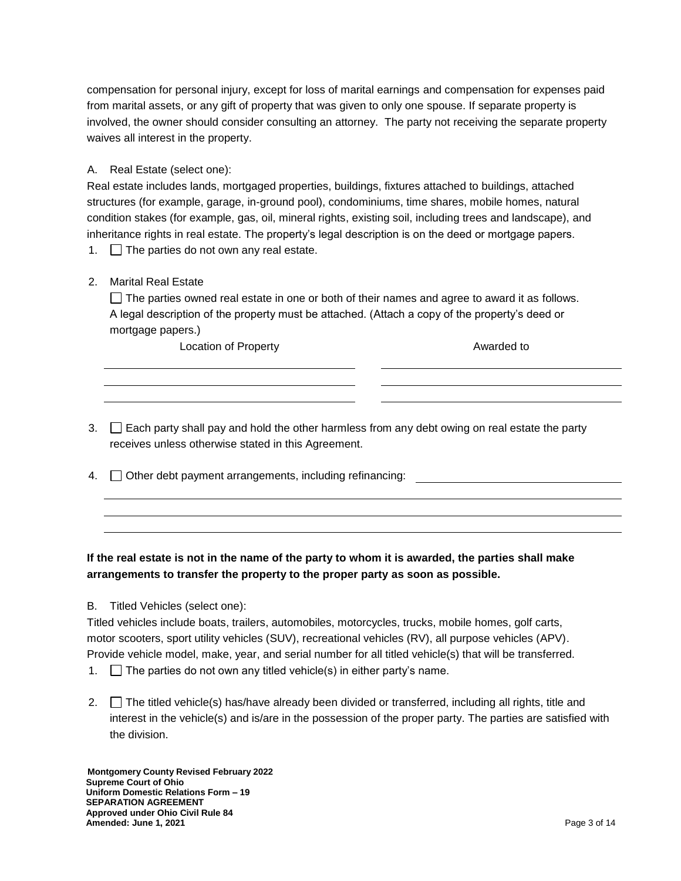compensation for personal injury, except for loss of marital earnings and compensation for expenses paid from marital assets, or any gift of property that was given to only one spouse. If separate property is involved, the owner should consider consulting an attorney. The party not receiving the separate property waives all interest in the property.

A. Real Estate (select one):

Real estate includes lands, mortgaged properties, buildings, fixtures attached to buildings, attached structures (for example, garage, in-ground pool), condominiums, time shares, mobile homes, natural condition stakes (for example, gas, oil, mineral rights, existing soil, including trees and landscape), and inheritance rights in real estate. The property's legal description is on the deed or mortgage papers.

1. ☐ The parties do not own any real estate.

2. Marital Real Estate

   ☐ The parties owned real estate in one or both of their names and agree to award it as follows. A legal description of the property must be attached. (Attach a copy of the property's deed or mortgage papers.)

| Location of Property | Awarded to |
| --- | --- |
| | |
| | |
| | |

3. ☐ Each party shall pay and hold the other harmless from any debt owing on real estate the party receives unless otherwise stated in this Agreement.

4. ☐ Other debt payment arrangements, including refinancing: ______________________

   ______________________________________________________________________

   ______________________________________________________________________

   ______________________________________________________________________

**If the real estate is not in the name of the party to whom it is awarded, the parties shall make arrangements to transfer the property to the proper party as soon as possible.**

B. Titled Vehicles (select one):

Titled vehicles include boats, trailers, automobiles, motorcycles, trucks, mobile homes, golf carts, motor scooters, sport utility vehicles (SUV), recreational vehicles (RV), all purpose vehicles (APV). Provide vehicle model, make, year, and serial number for all titled vehicle(s) that will be transferred.

1. ☐ The parties do not own any titled vehicle(s) in either party's name.

2. ☐ The titled vehicle(s) has/have already been divided or transferred, including all rights, title and interest in the vehicle(s) and is/are in the possession of the proper party. The parties are satisfied with the division.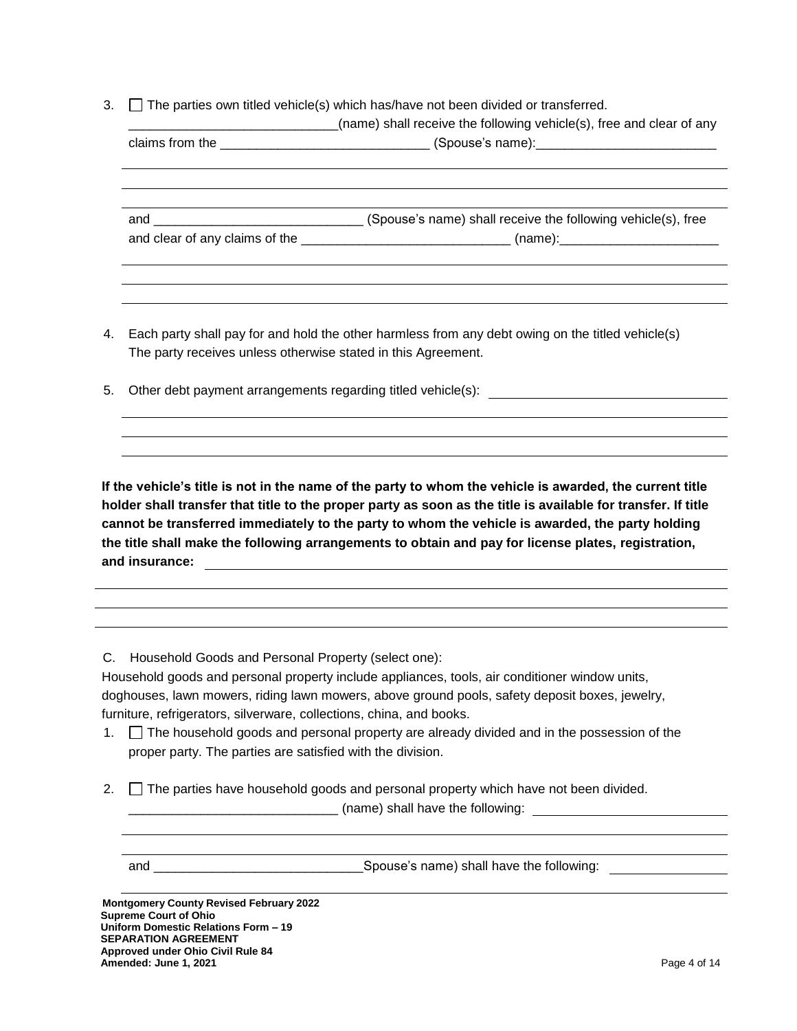3. ☐ The parties own titled vehicle(s) which has/have not been divided or transferred.
_____________________________(name) shall receive the following vehicle(s), free and clear of any claims from the _____________________________ (Spouse's name):_________________________

_____________________________________________________________________________

_____________________________________________________________________________

_____________________________________________________________________________

and _____________________________ (Spouse's name) shall receive the following vehicle(s), free and clear of any claims of the _____________________________ (name):______________________

_____________________________________________________________________________

_____________________________________________________________________________

_____________________________________________________________________________

4. Each party shall pay for and hold the other harmless from any debt owing on the titled vehicle(s) The party receives unless otherwise stated in this Agreement.

5. Other debt payment arrangements regarding titled vehicle(s): _________________________________

_____________________________________________________________________________

_____________________________________________________________________________

_____________________________________________________________________________

**If the vehicle's title is not in the name of the party to whom the vehicle is awarded, the current title holder shall transfer that title to the proper party as soon as the title is available for transfer. If title cannot be transferred immediately to the party to whom the vehicle is awarded, the party holding the title shall make the following arrangements to obtain and pay for license plates, registration, and insurance:** _____________________________________________________________

_____________________________________________________________________________

_____________________________________________________________________________

_____________________________________________________________________________

C. Household Goods and Personal Property (select one):

Household goods and personal property include appliances, tools, air conditioner window units, doghouses, lawn mowers, riding lawn mowers, above ground pools, safety deposit boxes, jewelry, furniture, refrigerators, silverware, collections, china, and books.

1. ☐ The household goods and personal property are already divided and in the possession of the proper party. The parties are satisfied with the division.

2. ☐ The parties have household goods and personal property which have not been divided.
_____________________________ (name) shall have the following: ___________________________

_____________________________________________________________________________

_____________________________________________________________________________

and _____________________________Spouse's name) shall have the following: ________________

_____________________________________________________________________________

**Montgomery County Revised February 2022**
**Supreme Court of Ohio**
**Uniform Domestic Relations Form – 19**
**SEPARATION AGREEMENT**
**Approved under Ohio Civil Rule 84**
**Amended: June 1, 2021**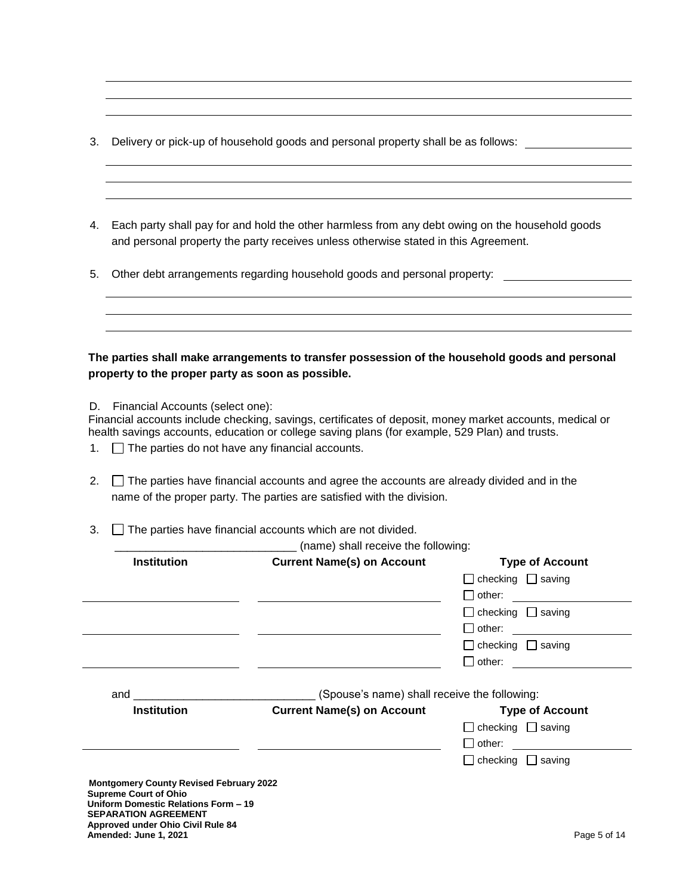\_\_\_\_\_\_\_\_\_\_\_\_\_\_\_\_\_\_\_\_\_\_\_\_\_\_\_\_\_\_\_\_\_\_\_\_\_\_\_\_\_\_\_\_\_\_\_\_\_\_\_\_\_\_\_\_\_\_\_\_\_\_\_\_\_\_\_\_\_\_\_\_\_\_\_\_\_\_\_\_\_\_\_\_\_\_\_\_

\_\_\_\_\_\_\_\_\_\_\_\_\_\_\_\_\_\_\_\_\_\_\_\_\_\_\_\_\_\_\_\_\_\_\_\_\_\_\_\_\_\_\_\_\_\_\_\_\_\_\_\_\_\_\_\_\_\_\_\_\_\_\_\_\_\_\_\_\_\_\_\_\_\_\_\_\_\_\_\_\_\_\_\_\_\_\_\_

\_\_\_\_\_\_\_\_\_\_\_\_\_\_\_\_\_\_\_\_\_\_\_\_\_\_\_\_\_\_\_\_\_\_\_\_\_\_\_\_\_\_\_\_\_\_\_\_\_\_\_\_\_\_\_\_\_\_\_\_\_\_\_\_\_\_\_\_\_\_\_\_\_\_\_\_\_\_\_\_\_\_\_\_\_\_\_\_

3. Delivery or pick-up of household goods and personal property shall be as follows: \_\_\_\_\_\_\_\_\_\_\_\_\_\_\_\_\_\_

   \_\_\_\_\_\_\_\_\_\_\_\_\_\_\_\_\_\_\_\_\_\_\_\_\_\_\_\_\_\_\_\_\_\_\_\_\_\_\_\_\_\_\_\_\_\_\_\_\_\_\_\_\_\_\_\_\_\_\_\_\_\_\_\_\_\_\_\_\_\_\_\_\_\_\_\_\_\_\_\_\_\_\_\_\_\_\_\_

   \_\_\_\_\_\_\_\_\_\_\_\_\_\_\_\_\_\_\_\_\_\_\_\_\_\_\_\_\_\_\_\_\_\_\_\_\_\_\_\_\_\_\_\_\_\_\_\_\_\_\_\_\_\_\_\_\_\_\_\_\_\_\_\_\_\_\_\_\_\_\_\_\_\_\_\_\_\_\_\_\_\_\_\_\_\_\_\_

   \_\_\_\_\_\_\_\_\_\_\_\_\_\_\_\_\_\_\_\_\_\_\_\_\_\_\_\_\_\_\_\_\_\_\_\_\_\_\_\_\_\_\_\_\_\_\_\_\_\_\_\_\_\_\_\_\_\_\_\_\_\_\_\_\_\_\_\_\_\_\_\_\_\_\_\_\_\_\_\_\_\_\_\_\_\_\_\_

4. Each party shall pay for and hold the other harmless from any debt owing on the household goods and personal property the party receives unless otherwise stated in this Agreement.

5. Other debt arrangements regarding household goods and personal property: \_\_\_\_\_\_\_\_\_\_\_\_\_\_\_\_\_\_\_\_\_\_

   \_\_\_\_\_\_\_\_\_\_\_\_\_\_\_\_\_\_\_\_\_\_\_\_\_\_\_\_\_\_\_\_\_\_\_\_\_\_\_\_\_\_\_\_\_\_\_\_\_\_\_\_\_\_\_\_\_\_\_\_\_\_\_\_\_\_\_\_\_\_\_\_\_\_\_\_\_\_\_\_\_\_\_\_\_\_\_\_

   \_\_\_\_\_\_\_\_\_\_\_\_\_\_\_\_\_\_\_\_\_\_\_\_\_\_\_\_\_\_\_\_\_\_\_\_\_\_\_\_\_\_\_\_\_\_\_\_\_\_\_\_\_\_\_\_\_\_\_\_\_\_\_\_\_\_\_\_\_\_\_\_\_\_\_\_\_\_\_\_\_\_\_\_\_\_\_\_

   \_\_\_\_\_\_\_\_\_\_\_\_\_\_\_\_\_\_\_\_\_\_\_\_\_\_\_\_\_\_\_\_\_\_\_\_\_\_\_\_\_\_\_\_\_\_\_\_\_\_\_\_\_\_\_\_\_\_\_\_\_\_\_\_\_\_\_\_\_\_\_\_\_\_\_\_\_\_\_\_\_\_\_\_\_\_\_\_

**The parties shall make arrangements to transfer possession of the household goods and personal property to the proper party as soon as possible.**

D. Financial Accounts (select one):

Financial accounts include checking, savings, certificates of deposit, money market accounts, medical or health savings accounts, education or college saving plans (for example, 529 Plan) and trusts.

1. ☐ The parties do not have any financial accounts.

2. ☐ The parties have financial accounts and agree the accounts are already divided and in the name of the proper party. The parties are satisfied with the division.

3. ☐ The parties have financial accounts which are not divided.

   \_\_\_\_\_\_\_\_\_\_\_\_\_\_\_\_\_\_\_\_\_\_\_\_\_\_\_\_\_ (name) shall receive the following:

| Institution | Current Name(s) on Account | Type of Account |
|---|---|---|
| | | ☐ checking ☐ saving ☐ other: \_\_\_\_\_\_\_\_\_\_ |
| | | ☐ checking ☐ saving ☐ other: \_\_\_\_\_\_\_\_\_\_ |
| | | ☐ checking ☐ saving ☐ other: \_\_\_\_\_\_\_\_\_\_ |

   and \_\_\_\_\_\_\_\_\_\_\_\_\_\_\_\_\_\_\_\_\_\_\_\_\_\_\_\_\_ (Spouse's name) shall receive the following:

| Institution | Current Name(s) on Account | Type of Account |
|---|---|---|
| | | ☐ checking ☐ saving ☐ other: \_\_\_\_\_\_\_\_\_\_ |
| | | ☐ checking ☐ saving |

**Montgomery County Revised February 2022**
**Supreme Court of Ohio**
**Uniform Domestic Relations Form – 19**
**SEPARATION AGREEMENT**
**Approved under Ohio Civil Rule 84**
**Amended: June 1, 2021**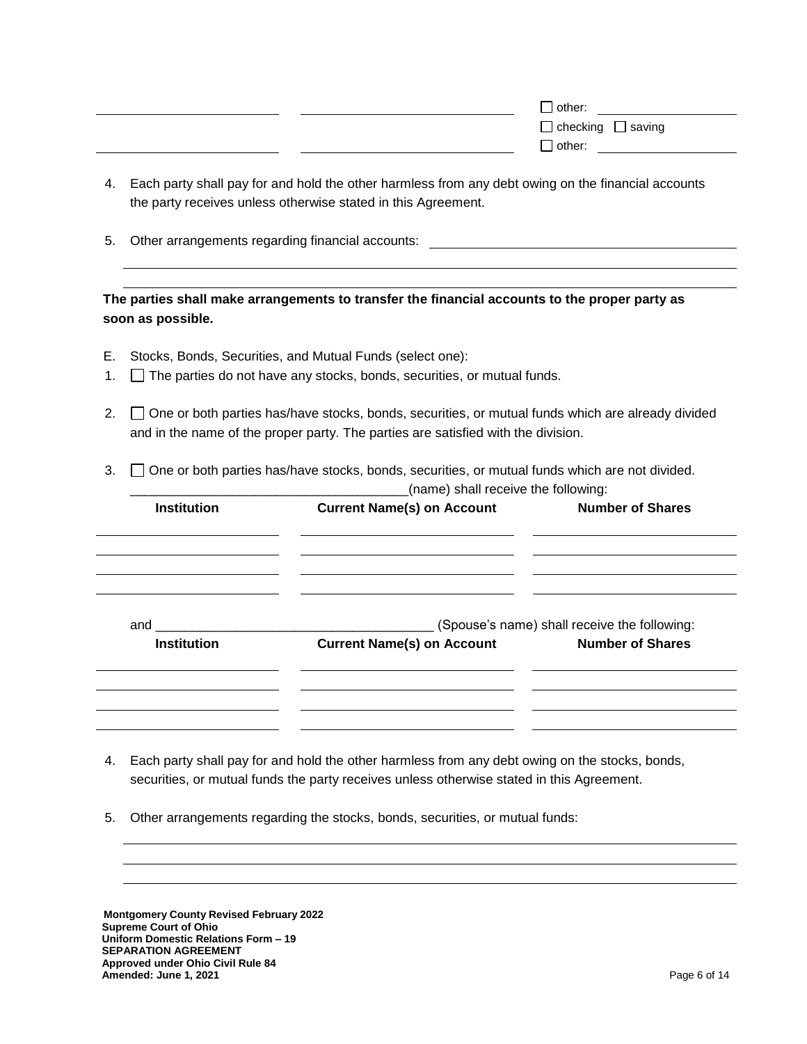| | | ☐ other: ____________ |
|---|---|---|
| ____________ | ____________ | ☐ checking ☐ saving |
| ____________ | ____________ | ☐ other: ____________ |

4. Each party shall pay for and hold the other harmless from any debt owing on the financial accounts the party receives unless otherwise stated in this Agreement.

5. Other arrangements regarding financial accounts: ______________________________________________

______________________________________________________________________________

______________________________________________________________________________

**The parties shall make arrangements to transfer the financial accounts to the proper party as soon as possible.**

E. Stocks, Bonds, Securities, and Mutual Funds (select one):

1. ☐ The parties do not have any stocks, bonds, securities, or mutual funds.

2. ☐ One or both parties has/have stocks, bonds, securities, or mutual funds which are already divided and in the name of the proper party. The parties are satisfied with the division.

3. ☐ One or both parties has/have stocks, bonds, securities, or mutual funds which are not divided. ______________________________________(name) shall receive the following:

| Institution | Current Name(s) on Account | Number of Shares |
|---|---|---|
| | | |
| | | |
| | | |
| | | |

and ______________________________________ (Spouse's name) shall receive the following:

| Institution | Current Name(s) on Account | Number of Shares |
|---|---|---|
| | | |
| | | |
| | | |
| | | |

4. Each party shall pay for and hold the other harmless from any debt owing on the stocks, bonds, securities, or mutual funds the party receives unless otherwise stated in this Agreement.

5. Other arrangements regarding the stocks, bonds, securities, or mutual funds:

______________________________________________________________________________

______________________________________________________________________________

______________________________________________________________________________

**Montgomery County Revised February 2022**
**Supreme Court of Ohio**
**Uniform Domestic Relations Form – 19**
**SEPARATION AGREEMENT**
**Approved under Ohio Civil Rule 84**
**Amended: June 1, 2021**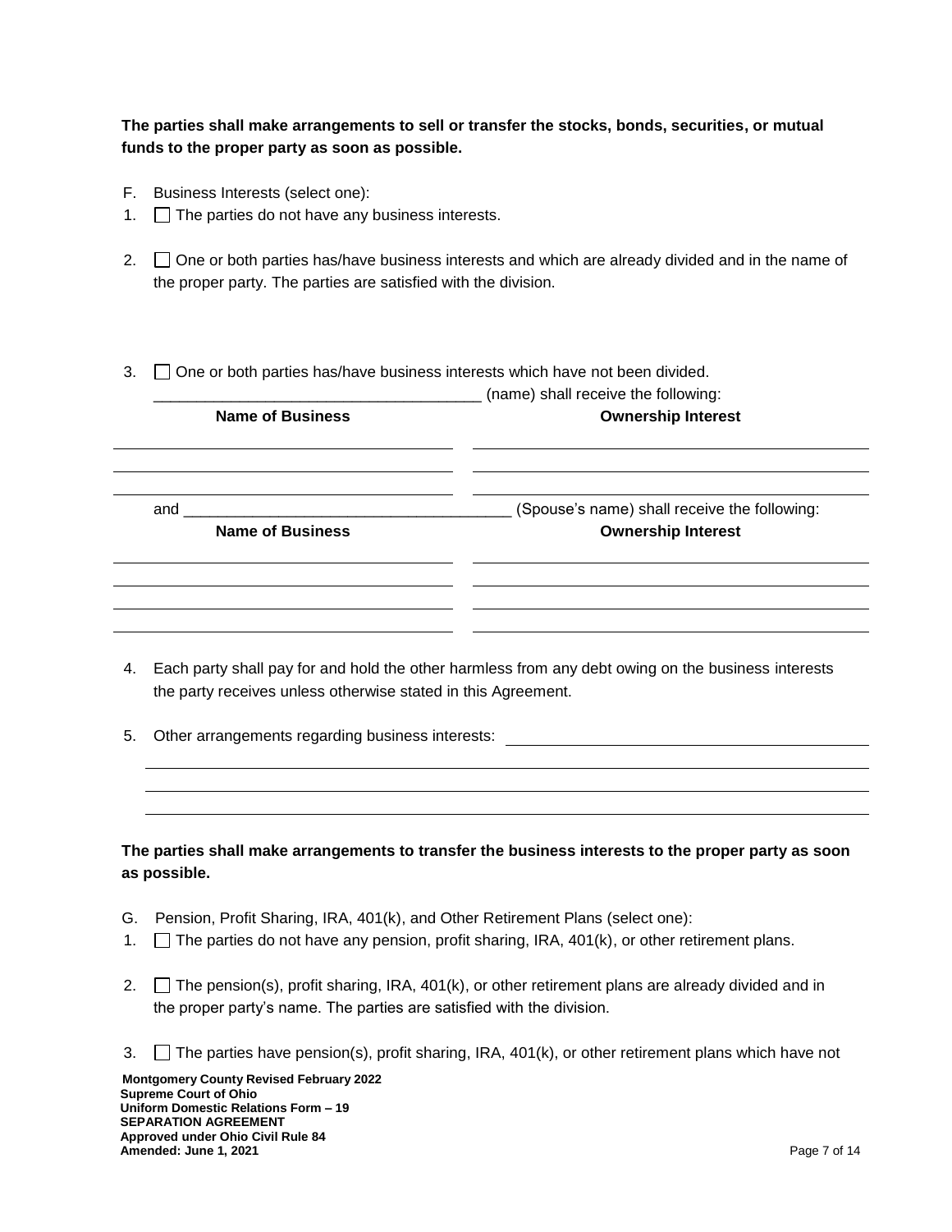**The parties shall make arrangements to sell or transfer the stocks, bonds, securities, or mutual funds to the proper party as soon as possible.**

F. Business Interests (select one):

1. ☐ The parties do not have any business interests.

2. ☐ One or both parties has/have business interests and which are already divided and in the name of the proper party. The parties are satisfied with the division.

3. ☐ One or both parties has/have business interests which have not been divided.

_______________________________________ (name) shall receive the following:

| **Name of Business** | **Ownership Interest** |
|---|---|
| | |
| | |
| | |

and _______________________________________ (Spouse's name) shall receive the following:

| **Name of Business** | **Ownership Interest** |
|---|---|
| | |
| | |
| | |

4. Each party shall pay for and hold the other harmless from any debt owing on the business interests the party receives unless otherwise stated in this Agreement.

5. Other arrangements regarding business interests: _______________________________________

_______________________________________________________________________________

_______________________________________________________________________________

_______________________________________________________________________________

**The parties shall make arrangements to transfer the business interests to the proper party as soon as possible.**

G. Pension, Profit Sharing, IRA, 401(k), and Other Retirement Plans (select one):

1. ☐ The parties do not have any pension, profit sharing, IRA, 401(k), or other retirement plans.

2. ☐ The pension(s), profit sharing, IRA, 401(k), or other retirement plans are already divided and in the proper party's name. The parties are satisfied with the division.

3. ☐ The parties have pension(s), profit sharing, IRA, 401(k), or other retirement plans which have not

**Montgomery County Revised February 2022**
**Supreme Court of Ohio**
**Uniform Domestic Relations Form – 19**
**SEPARATION AGREEMENT**
**Approved under Ohio Civil Rule 84**
**Amended: June 1, 2021**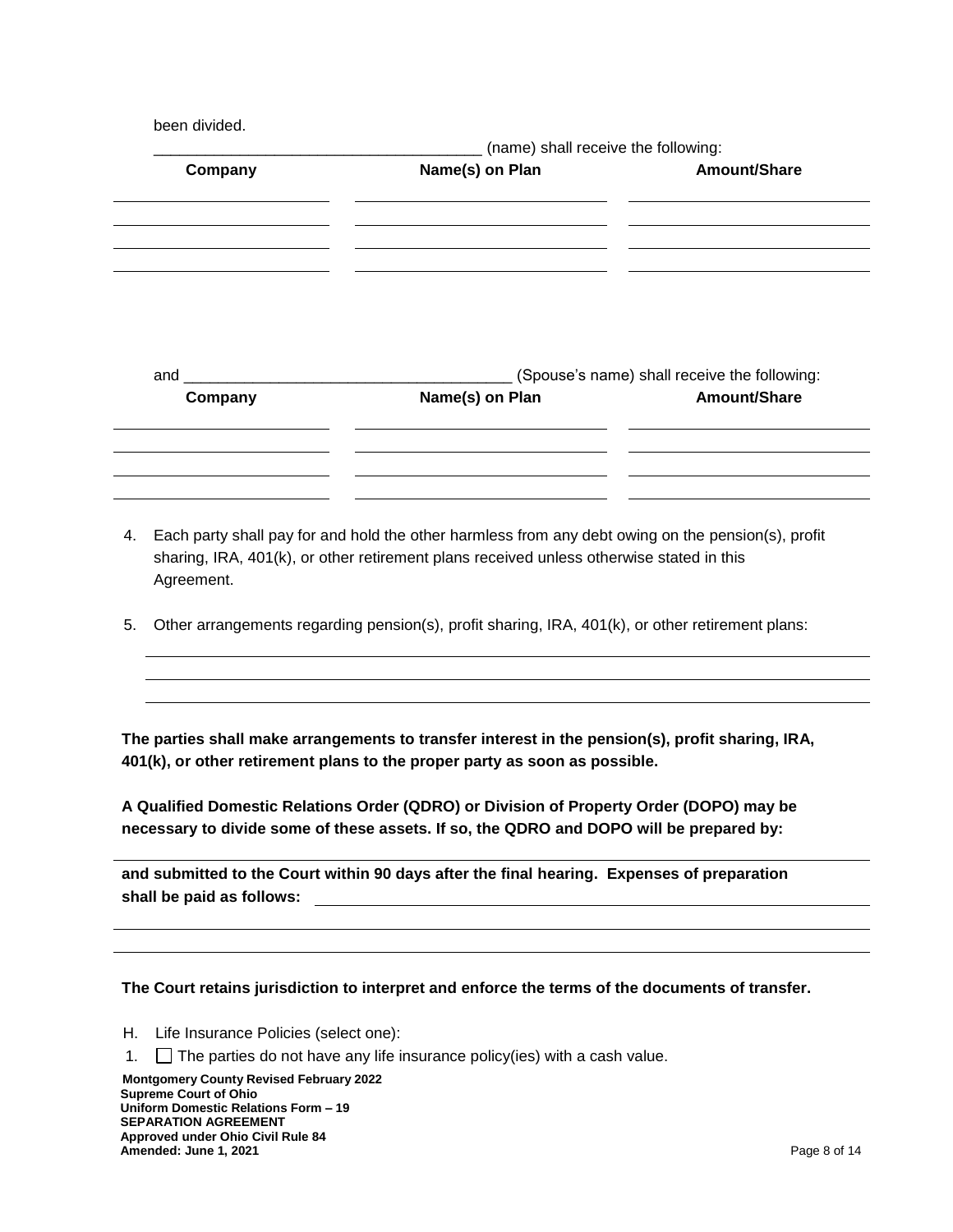been divided.

_______________________________________ (name) shall receive the following:

| Company | Name(s) on Plan | Amount/Share |
| --- | --- | --- |
| | | |
| | | |
| | | |
| | | |

and _______________________________________ (Spouse's name) shall receive the following:

| Company | Name(s) on Plan | Amount/Share |
| --- | --- | --- |
| | | |
| | | |
| | | |
| | | |

4. Each party shall pay for and hold the other harmless from any debt owing on the pension(s), profit sharing, IRA, 401(k), or other retirement plans received unless otherwise stated in this Agreement.

5. Other arrangements regarding pension(s), profit sharing, IRA, 401(k), or other retirement plans:

_______________________________________________________________________________

_______________________________________________________________________________

_______________________________________________________________________________

**The parties shall make arrangements to transfer interest in the pension(s), profit sharing, IRA, 401(k), or other retirement plans to the proper party as soon as possible.**

**A Qualified Domestic Relations Order (QDRO) or Division of Property Order (DOPO) may be necessary to divide some of these assets. If so, the QDRO and DOPO will be prepared by:**

_______________________________________________________________________________

**and submitted to the Court within 90 days after the final hearing. Expenses of preparation shall be paid as follows:** _______________________________________________

_______________________________________________________________________________

_______________________________________________________________________________

**The Court retains jurisdiction to interpret and enforce the terms of the documents of transfer.**

H. Life Insurance Policies (select one):

1. ☐ The parties do not have any life insurance policy(ies) with a cash value.

**Montgomery County Revised February 2022**
**Supreme Court of Ohio**
**Uniform Domestic Relations Form – 19**
**SEPARATION AGREEMENT**
**Approved under Ohio Civil Rule 84**
**Amended: June 1, 2021**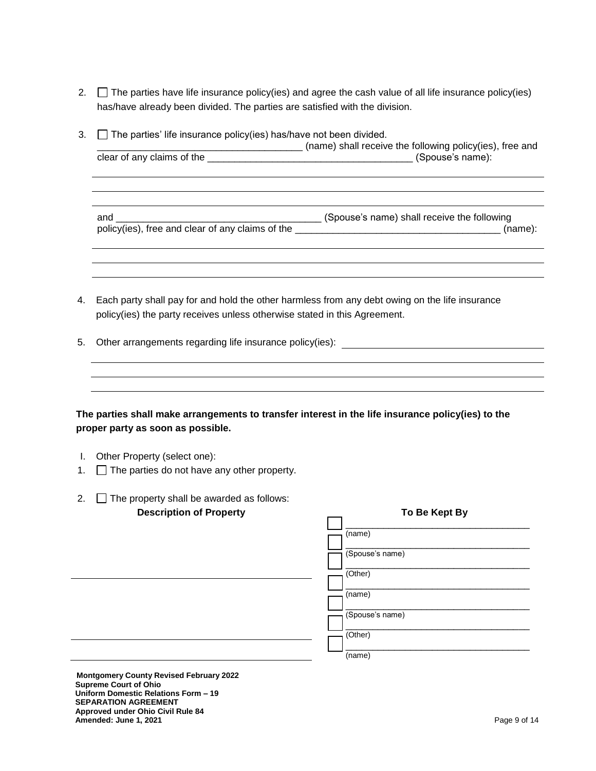2. ☐ The parties have life insurance policy(ies) and agree the cash value of all life insurance policy(ies) has/have already been divided. The parties are satisfied with the division.

3. ☐ The parties' life insurance policy(ies) has/have not been divided.
   ______________________________________ (name) shall receive the following policy(ies), free and clear of any claims of the ______________________________________ (Spouse's name):

   ______________________________________________________________________________

   ______________________________________________________________________________

   ______________________________________________________________________________

   and ______________________________________ (Spouse's name) shall receive the following policy(ies), free and clear of any claims of the ______________________________________ (name):

   ______________________________________________________________________________

   ______________________________________________________________________________

   ______________________________________________________________________________

4. Each party shall pay for and hold the other harmless from any debt owing on the life insurance policy(ies) the party receives unless otherwise stated in this Agreement.

5. Other arrangements regarding life insurance policy(ies): ______________________________________

   ______________________________________________________________________________

   ______________________________________________________________________________

   ______________________________________________________________________________

**The parties shall make arrangements to transfer interest in the life insurance policy(ies) to the proper party as soon as possible.**

I. Other Property (select one):

1. ☐ The parties do not have any other property.

2. ☐ The property shall be awarded as follows:

| Description of Property | To Be Kept By |
|---|---|
| | ☐ ______________________ (name) |
| | ☐ ______________________ (Spouse's name) |
| ______________________ | ☐ ______________________ (Other) |
| | ☐ ______________________ (name) |
| | ☐ ______________________ (Spouse's name) |
| ______________________ | ☐ ______________________ (Other) |
| ______________________ | ☐ ______________________ (name) |

**Montgomery County Revised February 2022**
**Supreme Court of Ohio**
**Uniform Domestic Relations Form – 19**
**SEPARATION AGREEMENT**
**Approved under Ohio Civil Rule 84**
**Amended: June 1, 2021**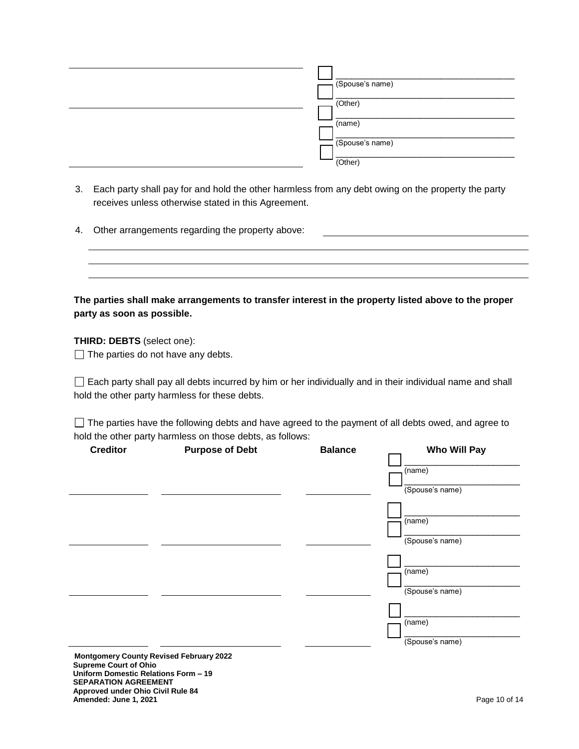| | |
|---|---|
| ___________________________ | ☐ ___________________ (Spouse's name) <br> ☐ ___________________ (Other) |
| ___________________________ | ☐ ___________________ (name) <br> ☐ ___________________ (Spouse's name) <br> ☐ ___________________ (Other) |

3. Each party shall pay for and hold the other harmless from any debt owing on the property the party receives unless otherwise stated in this Agreement.

4. Other arrangements regarding the property above: ___________________________________________

___________________________________________________________________________

___________________________________________________________________________

___________________________________________________________________________

**The parties shall make arrangements to transfer interest in the property listed above to the proper party as soon as possible.**

**THIRD: DEBTS** (select one):

☐ The parties do not have any debts.

☐ Each party shall pay all debts incurred by him or her individually and in their individual name and shall hold the other party harmless for these debts.

☐ The parties have the following debts and have agreed to the payment of all debts owed, and agree to hold the other party harmless on those debts, as follows:

| Creditor | Purpose of Debt | Balance | Who Will Pay |
|---|---|---|---|
| ____________ | ____________________ | __________ | ☐ ________________ (name) <br> ☐ ________________ (Spouse's name) |
| ____________ | ____________________ | __________ | ☐ ________________ (name) <br> ☐ ________________ (Spouse's name) |
| ____________ | ____________________ | __________ | ☐ ________________ (name) <br> ☐ ________________ (Spouse's name) |
| ____________ | ____________________ | __________ | ☐ ________________ (name) <br> ☐ ________________ (Spouse's name) |

**Montgomery County Revised February 2022**
**Supreme Court of Ohio**
**Uniform Domestic Relations Form – 19**
**SEPARATION AGREEMENT**
**Approved under Ohio Civil Rule 84**
**Amended: June 1, 2021**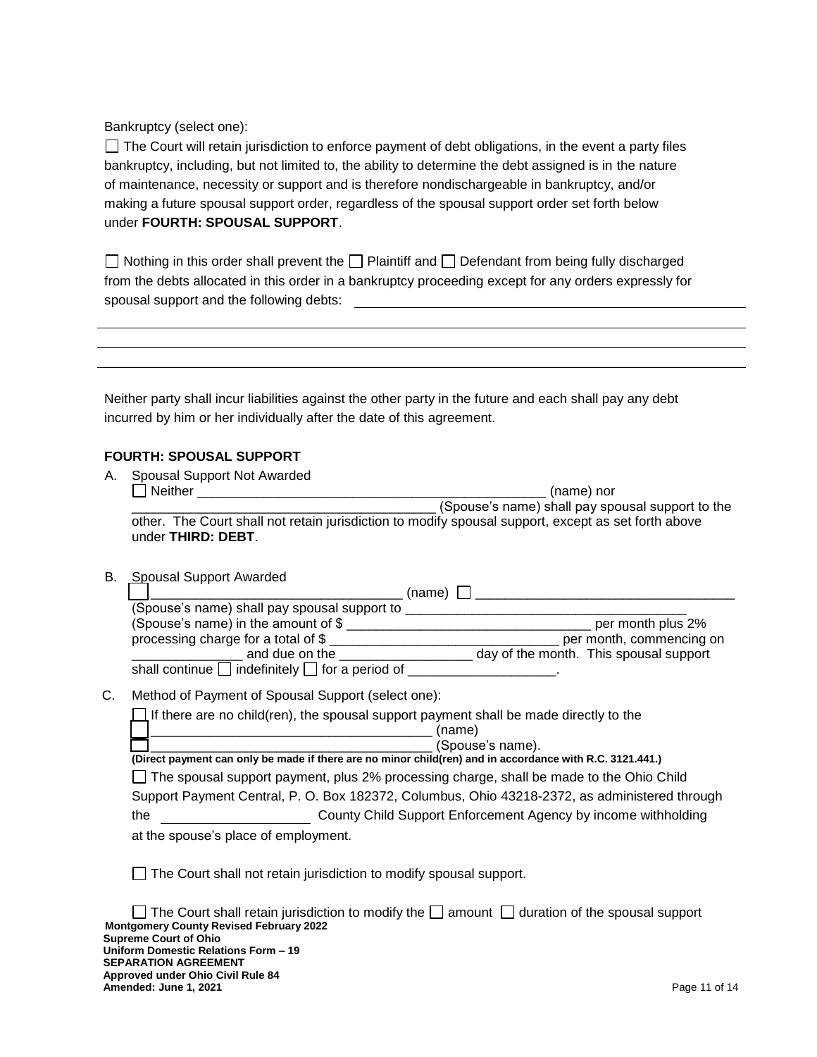Bankruptcy (select one):

☐ The Court will retain jurisdiction to enforce payment of debt obligations, in the event a party files bankruptcy, including, but not limited to, the ability to determine the debt assigned is in the nature of maintenance, necessity or support and is therefore nondischargeable in bankruptcy, and/or making a future spousal support order, regardless of the spousal support order set forth below under **FOURTH: SPOUSAL SUPPORT**.

☐ Nothing in this order shall prevent the ☐ Plaintiff and ☐ Defendant from being fully discharged from the debts allocated in this order in a bankruptcy proceeding except for any orders expressly for spousal support and the following debts: ____________________________________________

______________________________________________________________________________

______________________________________________________________________________

______________________________________________________________________________

Neither party shall incur liabilities against the other party in the future and each shall pay any debt incurred by him or her individually after the date of this agreement.

**FOURTH: SPOUSAL SUPPORT**

A. Spousal Support Not Awarded
   ☐ Neither _______________________________________________ (name) nor _______________________________________ (Spouse's name) shall pay spousal support to the other. The Court shall not retain jurisdiction to modify spousal support, except as set forth above under **THIRD: DEBT**.

B. Spousal Support Awarded
   ☐ _________________________________ (name) ☐ __________________________________ (Spouse's name) shall pay spousal support to ______________________________________ (Spouse's name) in the amount of $ _________________________________ per month plus 2% processing charge for a total of $ _______________________________ per month, commencing on _______________ and due on the __________________ day of the month. This spousal support shall continue ☐ indefinitely ☐ for a period of ____________________.

C. Method of Payment of Spousal Support (select one):

   ☐ If there are no child(ren), the spousal support payment shall be made directly to the
   ☐ ______________________________________ (name)
   ☐ ______________________________________ (Spouse's name).
   **(Direct payment can only be made if there are no minor child(ren) and in accordance with R.C. 3121.441.)**

   ☐ The spousal support payment, plus 2% processing charge, shall be made to the Ohio Child Support Payment Central, P. O. Box 182372, Columbus, Ohio 43218-2372, as administered through the ____________________ County Child Support Enforcement Agency by income withholding at the spouse's place of employment.

   ☐ The Court shall not retain jurisdiction to modify spousal support.

   ☐ The Court shall retain jurisdiction to modify the ☐ amount ☐ duration of the spousal support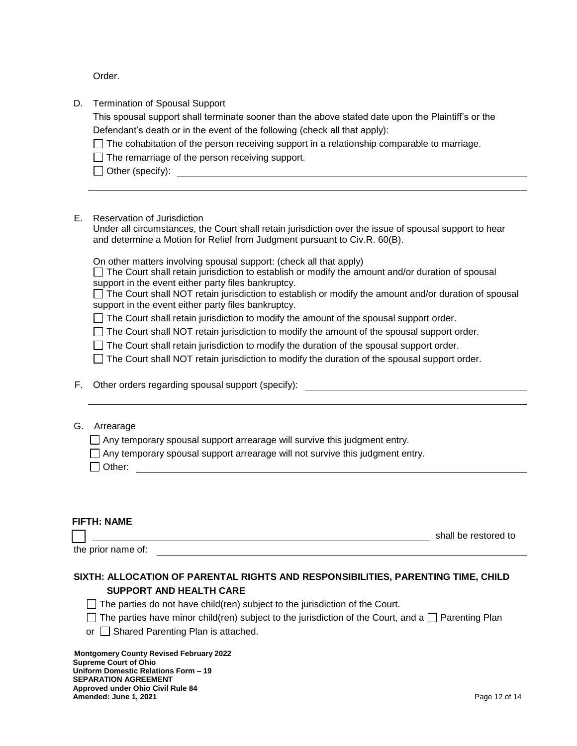Order.

D. Termination of Spousal Support

This spousal support shall terminate sooner than the above stated date upon the Plaintiff's or the Defendant's death or in the event of the following (check all that apply):

☐ The cohabitation of the person receiving support in a relationship comparable to marriage.

☐ The remarriage of the person receiving support.

☐ Other (specify): \_\_\_\_\_\_\_\_\_\_\_\_\_\_\_\_\_\_\_\_\_\_\_\_\_\_\_\_\_\_\_\_\_\_\_\_\_\_\_\_\_\_\_\_\_\_\_\_\_\_\_\_\_\_\_\_

\_\_\_\_\_\_\_\_\_\_\_\_\_\_\_\_\_\_\_\_\_\_\_\_\_\_\_\_\_\_\_\_\_\_\_\_\_\_\_\_\_\_\_\_\_\_\_\_\_\_\_\_\_\_\_\_\_\_\_\_\_\_\_\_\_\_\_\_\_\_\_\_\_\_\_\_

E. Reservation of Jurisdiction

Under all circumstances, the Court shall retain jurisdiction over the issue of spousal support to hear and determine a Motion for Relief from Judgment pursuant to Civ.R. 60(B).

On other matters involving spousal support: (check all that apply)

☐ The Court shall retain jurisdiction to establish or modify the amount and/or duration of spousal support in the event either party files bankruptcy.

☐ The Court shall NOT retain jurisdiction to establish or modify the amount and/or duration of spousal support in the event either party files bankruptcy.

☐ The Court shall retain jurisdiction to modify the amount of the spousal support order.

☐ The Court shall NOT retain jurisdiction to modify the amount of the spousal support order.

☐ The Court shall retain jurisdiction to modify the duration of the spousal support order.

☐ The Court shall NOT retain jurisdiction to modify the duration of the spousal support order.

F. Other orders regarding spousal support (specify): \_\_\_\_\_\_\_\_\_\_\_\_\_\_\_\_\_\_\_\_\_\_\_\_\_\_\_\_\_\_\_\_\_\_\_\_\_\_

\_\_\_\_\_\_\_\_\_\_\_\_\_\_\_\_\_\_\_\_\_\_\_\_\_\_\_\_\_\_\_\_\_\_\_\_\_\_\_\_\_\_\_\_\_\_\_\_\_\_\_\_\_\_\_\_\_\_\_\_\_\_\_\_\_\_\_\_\_\_\_\_\_\_\_\_

G. Arrearage

☐ Any temporary spousal support arrearage will survive this judgment entry.

☐ Any temporary spousal support arrearage will not survive this judgment entry.

☐ Other: \_\_\_\_\_\_\_\_\_\_\_\_\_\_\_\_\_\_\_\_\_\_\_\_\_\_\_\_\_\_\_\_\_\_\_\_\_\_\_\_\_\_\_\_\_\_\_\_\_\_\_\_\_\_\_\_\_\_\_\_\_\_\_\_\_\_

**FIFTH: NAME**

☐ \_\_\_\_\_\_\_\_\_\_\_\_\_\_\_\_\_\_\_\_\_\_\_\_\_\_\_\_\_\_\_\_\_\_\_\_\_\_\_\_\_\_\_\_\_\_\_\_\_\_\_\_\_\_\_\_\_\_ shall be restored to the prior name of: \_\_\_\_\_\_\_\_\_\_\_\_\_\_\_\_\_\_\_\_\_\_\_\_\_\_\_\_\_\_\_\_\_\_\_\_\_\_\_\_\_\_\_\_\_\_\_\_\_\_\_\_\_\_\_\_\_\_

**SIXTH: ALLOCATION OF PARENTAL RIGHTS AND RESPONSIBILITIES, PARENTING TIME, CHILD SUPPORT AND HEALTH CARE**

☐ The parties do not have child(ren) subject to the jurisdiction of the Court.

☐ The parties have minor child(ren) subject to the jurisdiction of the Court, and a ☐ Parenting Plan or ☐ Shared Parenting Plan is attached.

**Montgomery County Revised February 2022**
**Supreme Court of Ohio**
**Uniform Domestic Relations Form – 19**
**SEPARATION AGREEMENT**
**Approved under Ohio Civil Rule 84**
**Amended: June 1, 2021**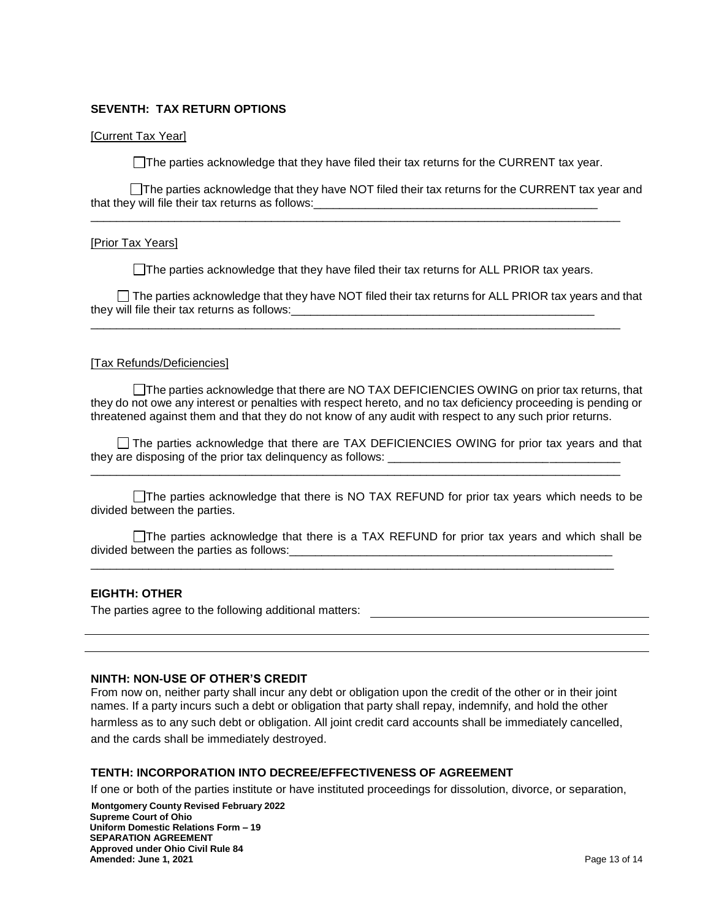**SEVENTH: TAX RETURN OPTIONS**

[Current Tax Year]

☐ The parties acknowledge that they have filed their tax returns for the CURRENT tax year.

☐ The parties acknowledge that they have NOT filed their tax returns for the CURRENT tax year and that they will file their tax returns as follows:_____________________________________________
_________________________________________________________________________________

[Prior Tax Years]

☐ The parties acknowledge that they have filed their tax returns for ALL PRIOR tax years.

☐ The parties acknowledge that they have NOT filed their tax returns for ALL PRIOR tax years and that they will file their tax returns as follows:_________________________________________________
_________________________________________________________________________________

[Tax Refunds/Deficiencies]

☐ The parties acknowledge that there are NO TAX DEFICIENCIES OWING on prior tax returns, that they do not owe any interest or penalties with respect hereto, and no tax deficiency proceeding is pending or threatened against them and that they do not know of any audit with respect to any such prior returns.

☐ The parties acknowledge that there are TAX DEFICIENCIES OWING for prior tax years and that they are disposing of the prior tax delinquency as follows: ____________________________________
_________________________________________________________________________________

☐ The parties acknowledge that there is NO TAX REFUND for prior tax years which needs to be divided between the parties.

☐ The parties acknowledge that there is a TAX REFUND for prior tax years and which shall be divided between the parties as follows:____________________________________________________
_________________________________________________________________________________

**EIGHTH: OTHER**

The parties agree to the following additional matters: _____________________________________________
_________________________________________________________________________________
_________________________________________________________________________________

**NINTH: NON-USE OF OTHER'S CREDIT**

From now on, neither party shall incur any debt or obligation upon the credit of the other or in their joint names. If a party incurs such a debt or obligation that party shall repay, indemnify, and hold the other harmless as to any such debt or obligation. All joint credit card accounts shall be immediately cancelled, and the cards shall be immediately destroyed.

**TENTH: INCORPORATION INTO DECREE/EFFECTIVENESS OF AGREEMENT**

If one or both of the parties institute or have instituted proceedings for dissolution, divorce, or separation,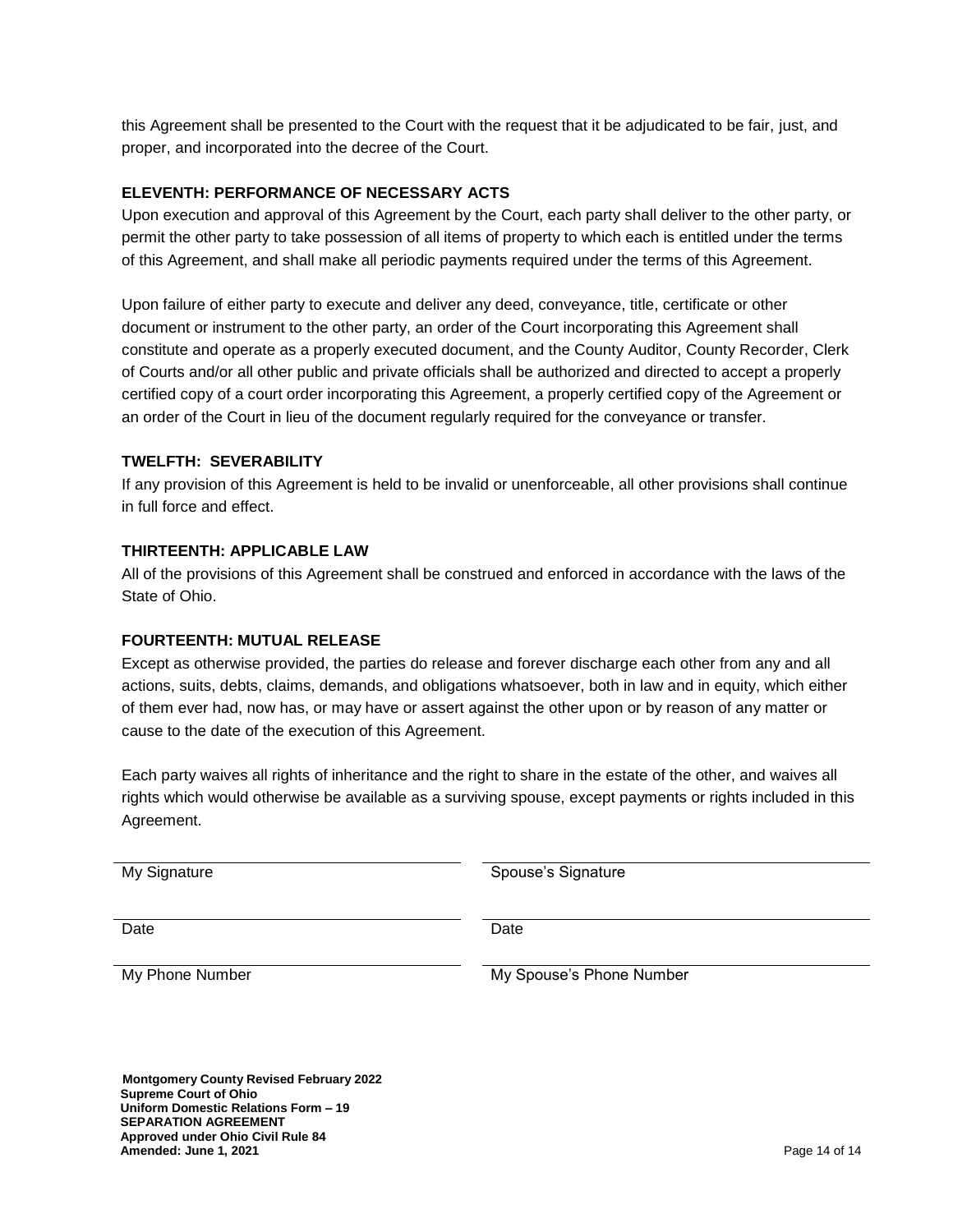this Agreement shall be presented to the Court with the request that it be adjudicated to be fair, just, and proper, and incorporated into the decree of the Court.

**ELEVENTH: PERFORMANCE OF NECESSARY ACTS**

Upon execution and approval of this Agreement by the Court, each party shall deliver to the other party, or permit the other party to take possession of all items of property to which each is entitled under the terms of this Agreement, and shall make all periodic payments required under the terms of this Agreement.

Upon failure of either party to execute and deliver any deed, conveyance, title, certificate or other document or instrument to the other party, an order of the Court incorporating this Agreement shall constitute and operate as a properly executed document, and the County Auditor, County Recorder, Clerk of Courts and/or all other public and private officials shall be authorized and directed to accept a properly certified copy of a court order incorporating this Agreement, a properly certified copy of the Agreement or an order of the Court in lieu of the document regularly required for the conveyance or transfer.

**TWELFTH: SEVERABILITY**

If any provision of this Agreement is held to be invalid or unenforceable, all other provisions shall continue in full force and effect.

**THIRTEENTH: APPLICABLE LAW**

All of the provisions of this Agreement shall be construed and enforced in accordance with the laws of the State of Ohio.

**FOURTEENTH: MUTUAL RELEASE**

Except as otherwise provided, the parties do release and forever discharge each other from any and all actions, suits, debts, claims, demands, and obligations whatsoever, both in law and in equity, which either of them ever had, now has, or may have or assert against the other upon or by reason of any matter or cause to the date of the execution of this Agreement.

Each party waives all rights of inheritance and the right to share in the estate of the other, and waives all rights which would otherwise be available as a surviving spouse, except payments or rights included in this Agreement.

| | |
|---|---|
| My Signature | Spouse's Signature |
| Date | Date |
| My Phone Number | My Spouse's Phone Number |

**Montgomery County Revised February 2022**
**Supreme Court of Ohio**
**Uniform Domestic Relations Form – 19**
**SEPARATION AGREEMENT**
**Approved under Ohio Civil Rule 84**
**Amended: June 1, 2021**